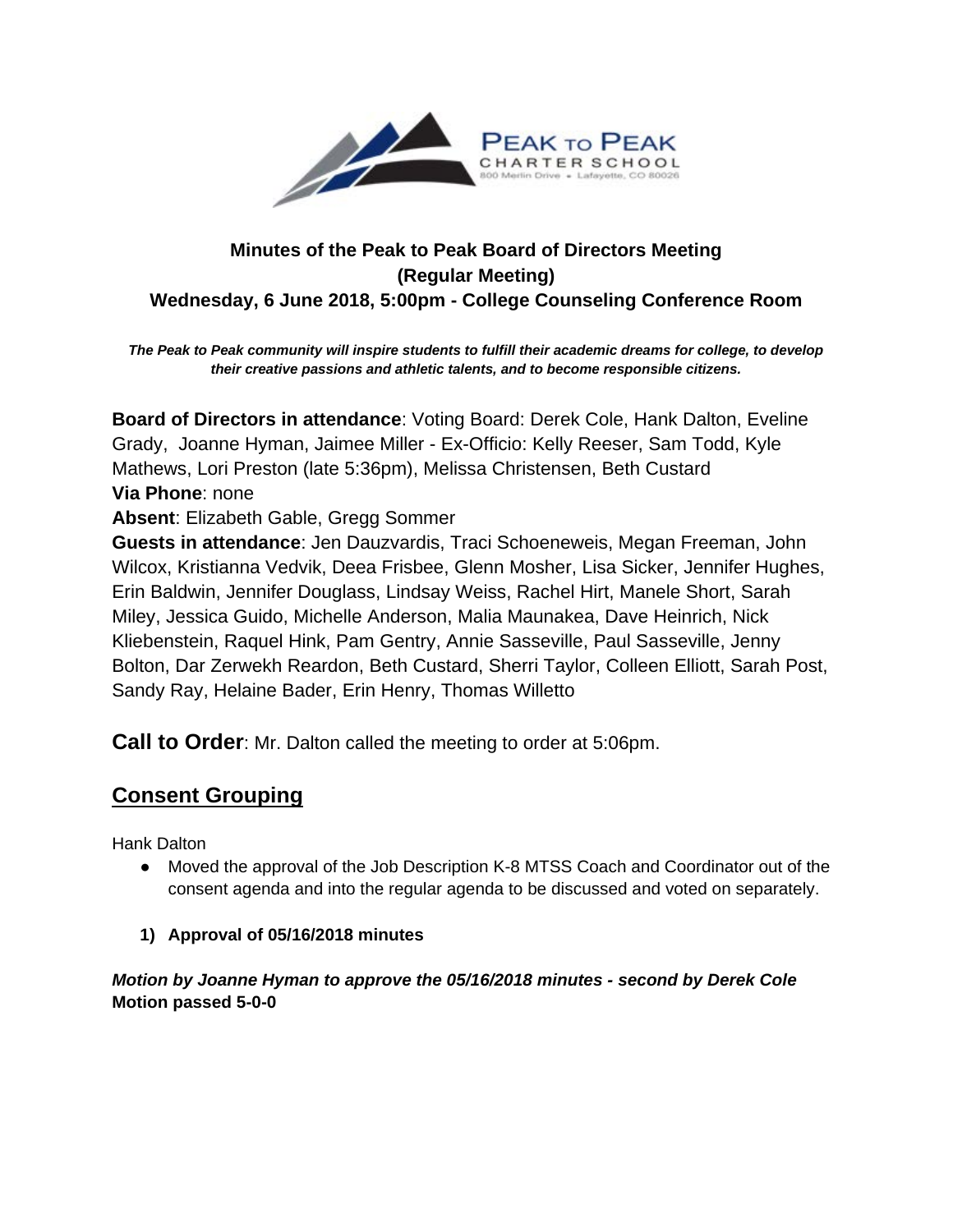PEAK TO PEAK CHARTER SCHOOL
800 Merlin Drive • Lafayette, CO 80026

## Minutes of the Peak to Peak Board of Directors Meeting (Regular Meeting)
## Wednesday, 6 June 2018, 5:00pm - College Counseling Conference Room

***The Peak to Peak community will inspire students to fulfill their academic dreams for college, to develop their creative passions and athletic talents, and to become responsible citizens.***

**Board of Directors in attendance**: Voting Board: Derek Cole, Hank Dalton, Eveline Grady, Joanne Hyman, Jaimee Miller - Ex-Officio: Kelly Reeser, Sam Todd, Kyle Mathews, Lori Preston (late 5:36pm), Melissa Christensen, Beth Custard
**Via Phone**: none
**Absent**: Elizabeth Gable, Gregg Sommer
**Guests in attendance**: Jen Dauzvardis, Traci Schoeneweis, Megan Freeman, John Wilcox, Kristianna Vedvik, Deea Frisbee, Glenn Mosher, Lisa Sicker, Jennifer Hughes, Erin Baldwin, Jennifer Douglass, Lindsay Weiss, Rachel Hirt, Manele Short, Sarah Miley, Jessica Guido, Michelle Anderson, Malia Maunakea, Dave Heinrich, Nick Kliebenstein, Raquel Hink, Pam Gentry, Annie Sasseville, Paul Sasseville, Jenny Bolton, Dar Zerwekh Reardon, Beth Custard, Sherri Taylor, Colleen Elliott, Sarah Post, Sandy Ray, Helaine Bader, Erin Henry, Thomas Willetto

**Call to Order**: Mr. Dalton called the meeting to order at 5:06pm.

## Consent Grouping

Hank Dalton

- Moved the approval of the Job Description K-8 MTSS Coach and Coordinator out of the consent agenda and into the regular agenda to be discussed and voted on separately.

**1) Approval of 05/16/2018 minutes**

***Motion by Joanne Hyman to approve the 05/16/2018 minutes - second by Derek Cole***
**Motion passed 5-0-0**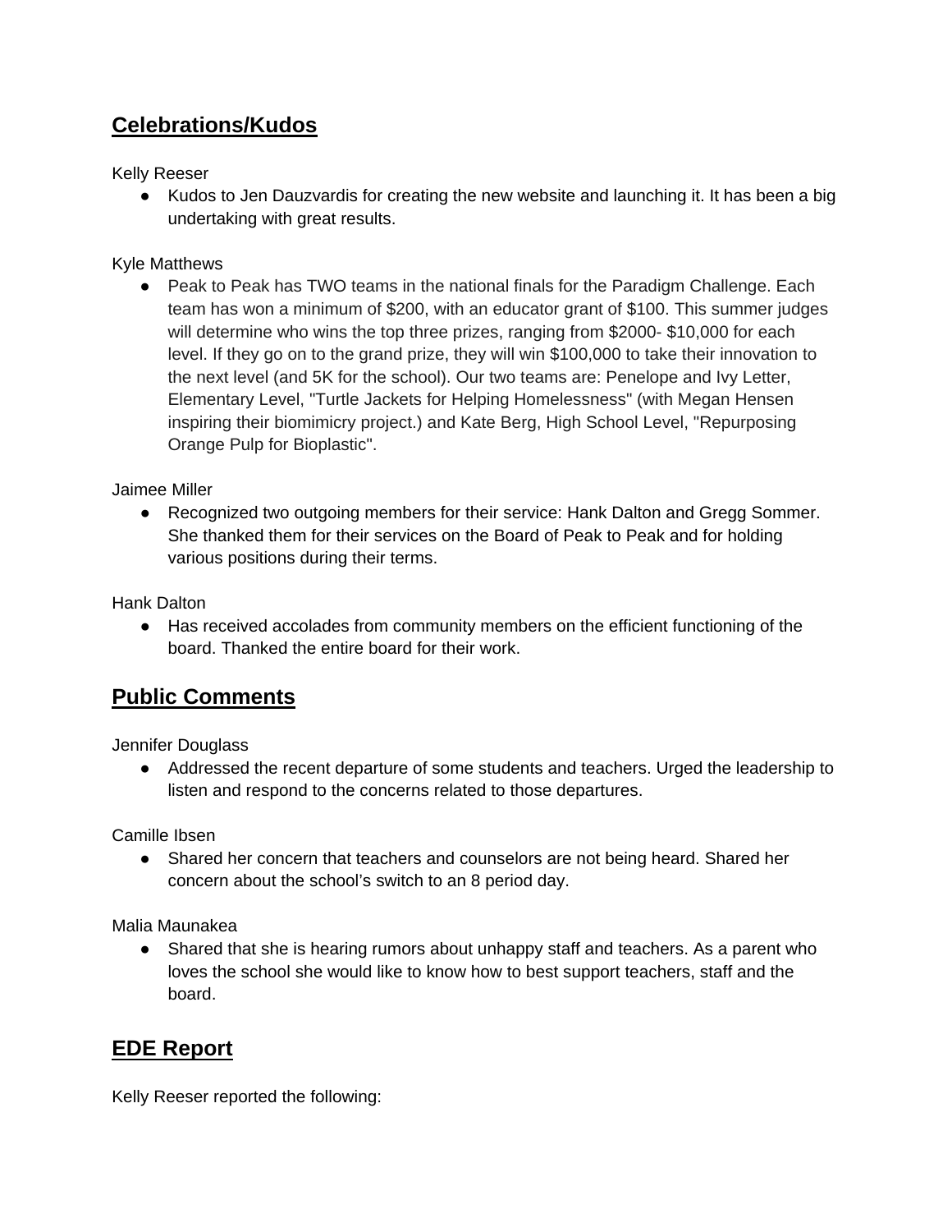## **Celebrations/Kudos**

Kelly Reeser

- Kudos to Jen Dauzvardis for creating the new website and launching it. It has been a big undertaking with great results.

Kyle Matthews

- Peak to Peak has TWO teams in the national finals for the Paradigm Challenge. Each team has won a minimum of $200, with an educator grant of $100. This summer judges will determine who wins the top three prizes, ranging from $2000- $10,000 for each level. If they go on to the grand prize, they will win $100,000 to take their innovation to the next level (and 5K for the school). Our two teams are: Penelope and Ivy Letter, Elementary Level, "Turtle Jackets for Helping Homelessness" (with Megan Hensen inspiring their biomimicry project.) and Kate Berg, High School Level, "Repurposing Orange Pulp for Bioplastic".

Jaimee Miller

- Recognized two outgoing members for their service: Hank Dalton and Gregg Sommer. She thanked them for their services on the Board of Peak to Peak and for holding various positions during their terms.

Hank Dalton

- Has received accolades from community members on the efficient functioning of the board. Thanked the entire board for their work.

## **Public Comments**

Jennifer Douglass

- Addressed the recent departure of some students and teachers. Urged the leadership to listen and respond to the concerns related to those departures.

Camille Ibsen

- Shared her concern that teachers and counselors are not being heard. Shared her concern about the school's switch to an 8 period day.

Malia Maunakea

- Shared that she is hearing rumors about unhappy staff and teachers. As a parent who loves the school she would like to know how to best support teachers, staff and the board.

## **EDE Report**

Kelly Reeser reported the following: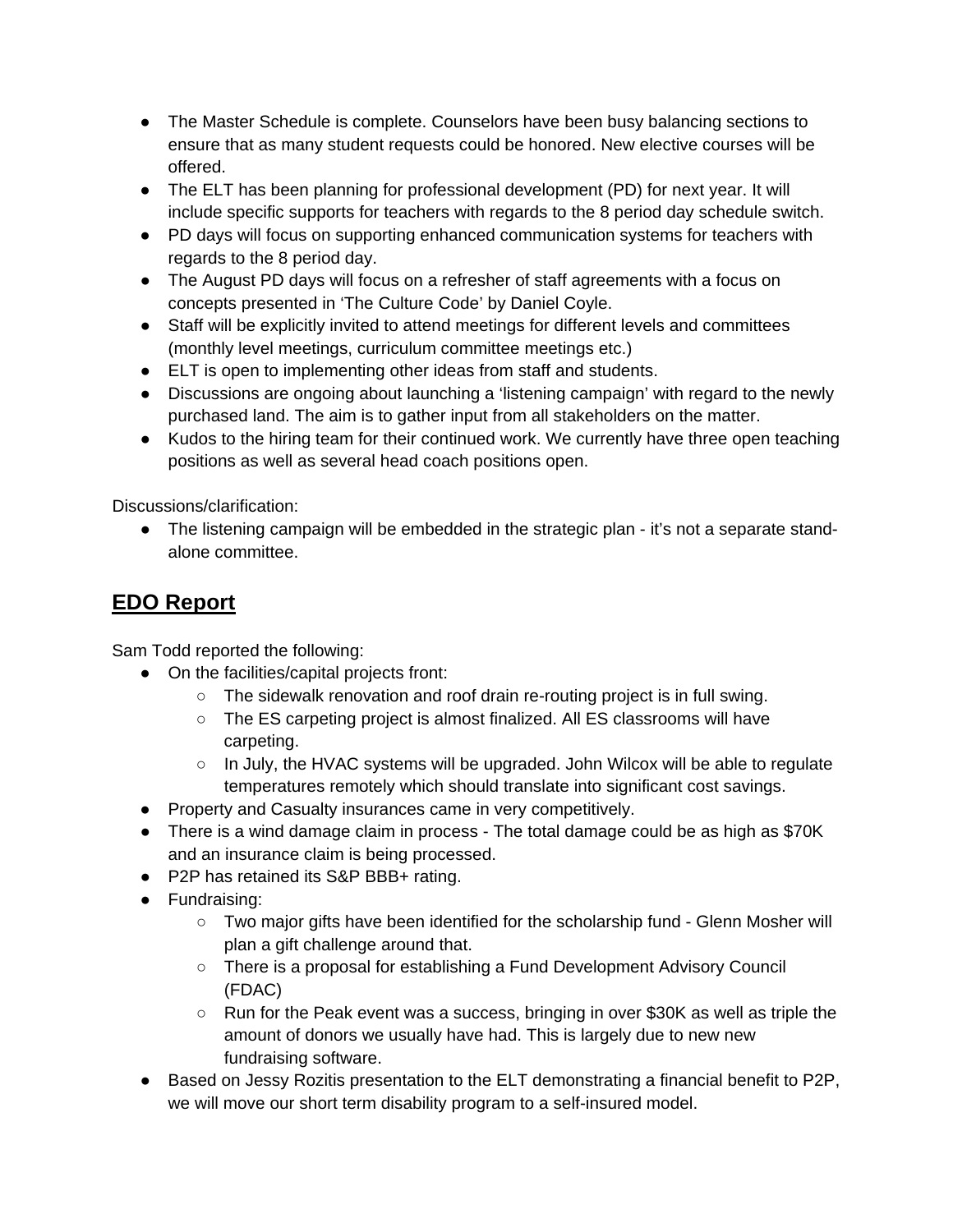- The Master Schedule is complete. Counselors have been busy balancing sections to ensure that as many student requests could be honored. New elective courses will be offered.
- The ELT has been planning for professional development (PD) for next year. It will include specific supports for teachers with regards to the 8 period day schedule switch.
- PD days will focus on supporting enhanced communication systems for teachers with regards to the 8 period day.
- The August PD days will focus on a refresher of staff agreements with a focus on concepts presented in 'The Culture Code' by Daniel Coyle.
- Staff will be explicitly invited to attend meetings for different levels and committees (monthly level meetings, curriculum committee meetings etc.)
- ELT is open to implementing other ideas from staff and students.
- Discussions are ongoing about launching a 'listening campaign' with regard to the newly purchased land. The aim is to gather input from all stakeholders on the matter.
- Kudos to the hiring team for their continued work. We currently have three open teaching positions as well as several head coach positions open.

Discussions/clarification:

- The listening campaign will be embedded in the strategic plan - it's not a separate stand-alone committee.

## EDO Report

Sam Todd reported the following:

- On the facilities/capital projects front:
  - The sidewalk renovation and roof drain re-routing project is in full swing.
  - The ES carpeting project is almost finalized. All ES classrooms will have carpeting.
  - In July, the HVAC systems will be upgraded. John Wilcox will be able to regulate temperatures remotely which should translate into significant cost savings.
- Property and Casualty insurances came in very competitively.
- There is a wind damage claim in process - The total damage could be as high as $70K and an insurance claim is being processed.
- P2P has retained its S&P BBB+ rating.
- Fundraising:
  - Two major gifts have been identified for the scholarship fund - Glenn Mosher will plan a gift challenge around that.
  - There is a proposal for establishing a Fund Development Advisory Council (FDAC)
  - Run for the Peak event was a success, bringing in over $30K as well as triple the amount of donors we usually have had. This is largely due to new new fundraising software.
- Based on Jessy Rozitis presentation to the ELT demonstrating a financial benefit to P2P, we will move our short term disability program to a self-insured model.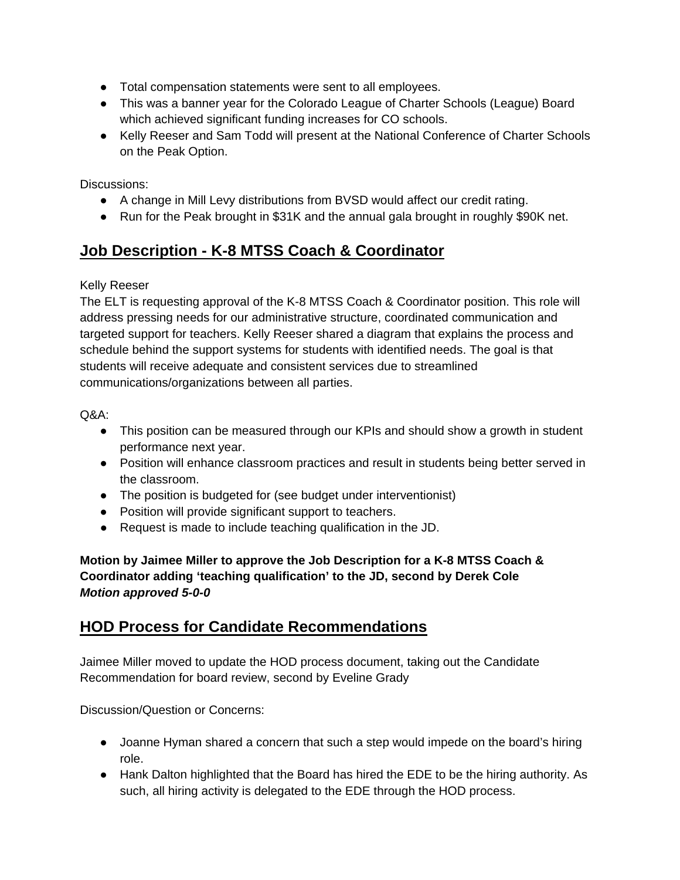- Total compensation statements were sent to all employees.
- This was a banner year for the Colorado League of Charter Schools (League) Board which achieved significant funding increases for CO schools.
- Kelly Reeser and Sam Todd will present at the National Conference of Charter Schools on the Peak Option.

Discussions:

- A change in Mill Levy distributions from BVSD would affect our credit rating.
- Run for the Peak brought in $31K and the annual gala brought in roughly $90K net.

## Job Description - K-8 MTSS Coach & Coordinator

Kelly Reeser

The ELT is requesting approval of the K-8 MTSS Coach & Coordinator position. This role will address pressing needs for our administrative structure, coordinated communication and targeted support for teachers. Kelly Reeser shared a diagram that explains the process and schedule behind the support systems for students with identified needs. The goal is that students will receive adequate and consistent services due to streamlined communications/organizations between all parties.

Q&A:

- This position can be measured through our KPIs and should show a growth in student performance next year.
- Position will enhance classroom practices and result in students being better served in the classroom.
- The position is budgeted for (see budget under interventionist)
- Position will provide significant support to teachers.
- Request is made to include teaching qualification in the JD.

**Motion by Jaimee Miller to approve the Job Description for a K-8 MTSS Coach & Coordinator adding 'teaching qualification' to the JD, second by Derek Cole**
***Motion approved 5-0-0***

## HOD Process for Candidate Recommendations

Jaimee Miller moved to update the HOD process document, taking out the Candidate Recommendation for board review, second by Eveline Grady

Discussion/Question or Concerns:

- Joanne Hyman shared a concern that such a step would impede on the board's hiring role.
- Hank Dalton highlighted that the Board has hired the EDE to be the hiring authority. As such, all hiring activity is delegated to the EDE through the HOD process.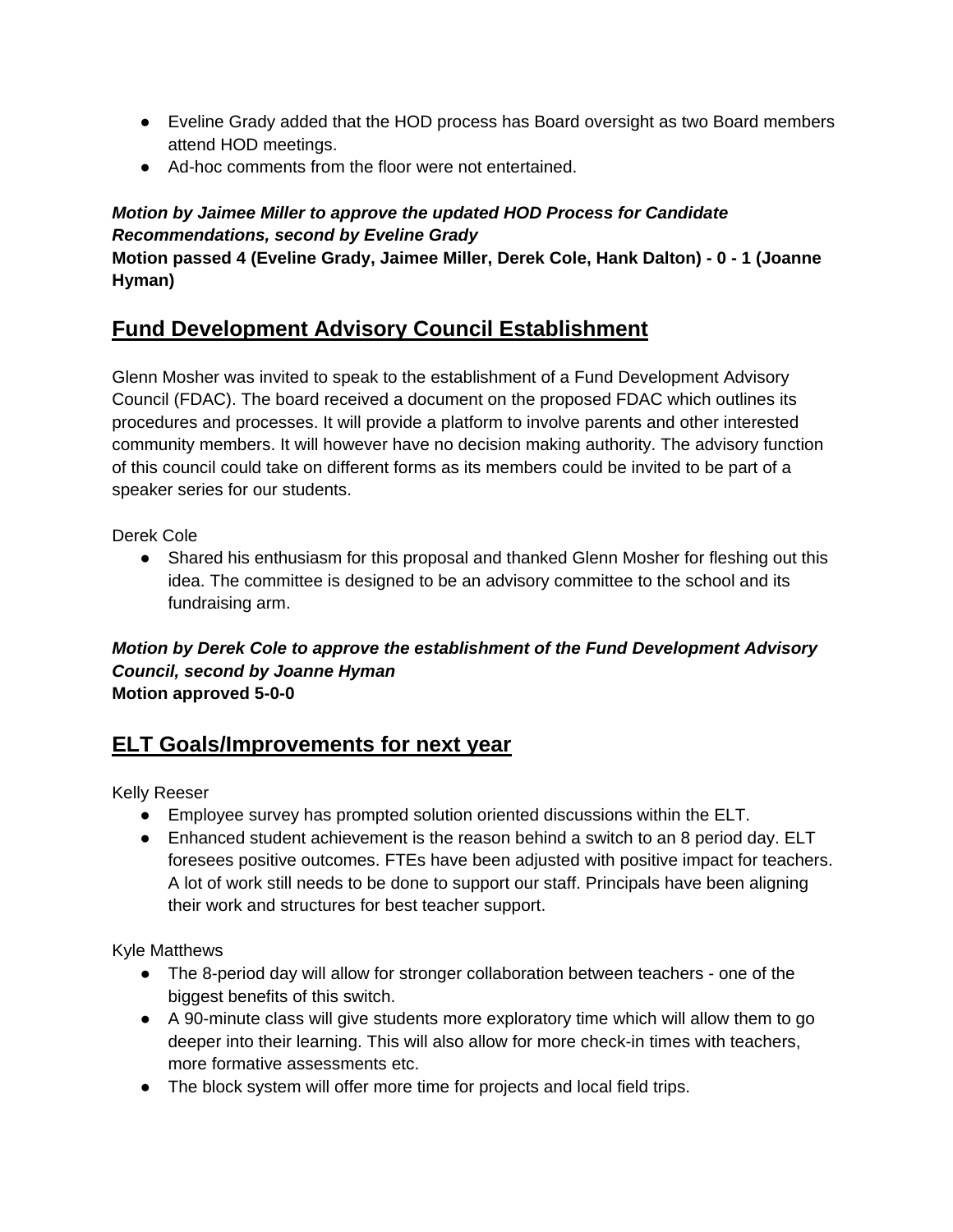- Eveline Grady added that the HOD process has Board oversight as two Board members attend HOD meetings.
- Ad-hoc comments from the floor were not entertained.

***Motion by Jaimee Miller to approve the updated HOD Process for Candidate Recommendations, second by Eveline Grady***
**Motion passed 4 (Eveline Grady, Jaimee Miller, Derek Cole, Hank Dalton) - 0 - 1 (Joanne Hyman)**

## Fund Development Advisory Council Establishment

Glenn Mosher was invited to speak to the establishment of a Fund Development Advisory Council (FDAC). The board received a document on the proposed FDAC which outlines its procedures and processes. It will provide a platform to involve parents and other interested community members. It will however have no decision making authority. The advisory function of this council could take on different forms as its members could be invited to be part of a speaker series for our students.

Derek Cole

- Shared his enthusiasm for this proposal and thanked Glenn Mosher for fleshing out this idea. The committee is designed to be an advisory committee to the school and its fundraising arm.

***Motion by Derek Cole to approve the establishment of the Fund Development Advisory Council, second by Joanne Hyman***
**Motion approved 5-0-0**

## ELT Goals/Improvements for next year

Kelly Reeser

- Employee survey has prompted solution oriented discussions within the ELT.
- Enhanced student achievement is the reason behind a switch to an 8 period day. ELT foresees positive outcomes. FTEs have been adjusted with positive impact for teachers. A lot of work still needs to be done to support our staff. Principals have been aligning their work and structures for best teacher support.

Kyle Matthews

- The 8-period day will allow for stronger collaboration between teachers - one of the biggest benefits of this switch.
- A 90-minute class will give students more exploratory time which will allow them to go deeper into their learning. This will also allow for more check-in times with teachers, more formative assessments etc.
- The block system will offer more time for projects and local field trips.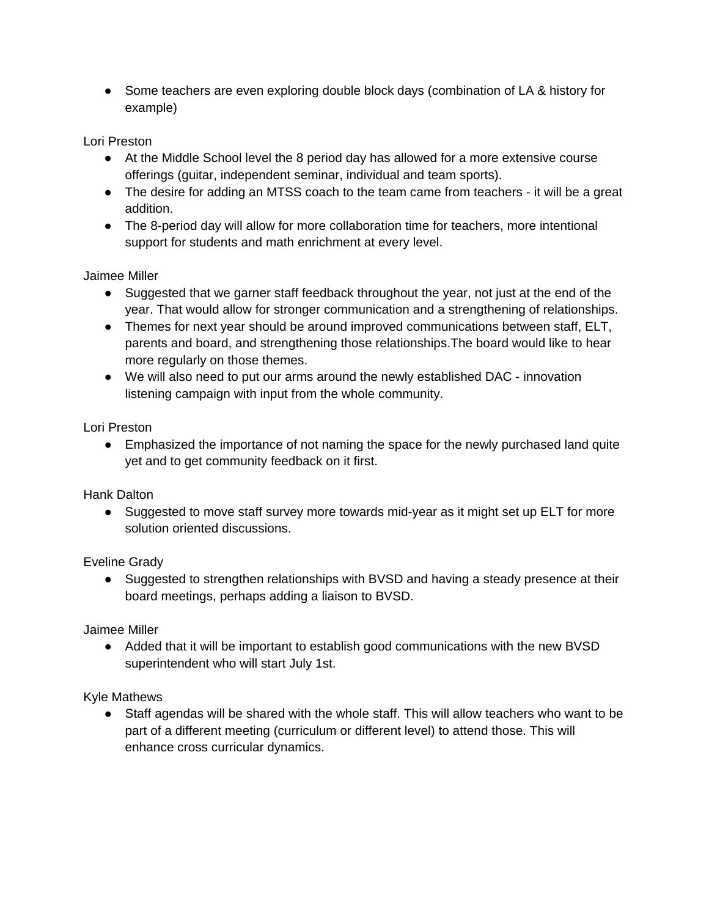- Some teachers are even exploring double block days (combination of LA & history for example)

Lori Preston

- At the Middle School level the 8 period day has allowed for a more extensive course offerings (guitar, independent seminar, individual and team sports).
- The desire for adding an MTSS coach to the team came from teachers - it will be a great addition.
- The 8-period day will allow for more collaboration time for teachers, more intentional support for students and math enrichment at every level.

Jaimee Miller

- Suggested that we garner staff feedback throughout the year, not just at the end of the year. That would allow for stronger communication and a strengthening of relationships.
- Themes for next year should be around improved communications between staff, ELT, parents and board, and strengthening those relationships.The board would like to hear more regularly on those themes.
- We will also need to put our arms around the newly established DAC - innovation listening campaign with input from the whole community.

Lori Preston

- Emphasized the importance of not naming the space for the newly purchased land quite yet and to get community feedback on it first.

Hank Dalton

- Suggested to move staff survey more towards mid-year as it might set up ELT for more solution oriented discussions.

Eveline Grady

- Suggested to strengthen relationships with BVSD and having a steady presence at their board meetings, perhaps adding a liaison to BVSD.

Jaimee Miller

- Added that it will be important to establish good communications with the new BVSD superintendent who will start July 1st.

Kyle Mathews

- Staff agendas will be shared with the whole staff. This will allow teachers who want to be part of a different meeting (curriculum or different level) to attend those. This will enhance cross curricular dynamics.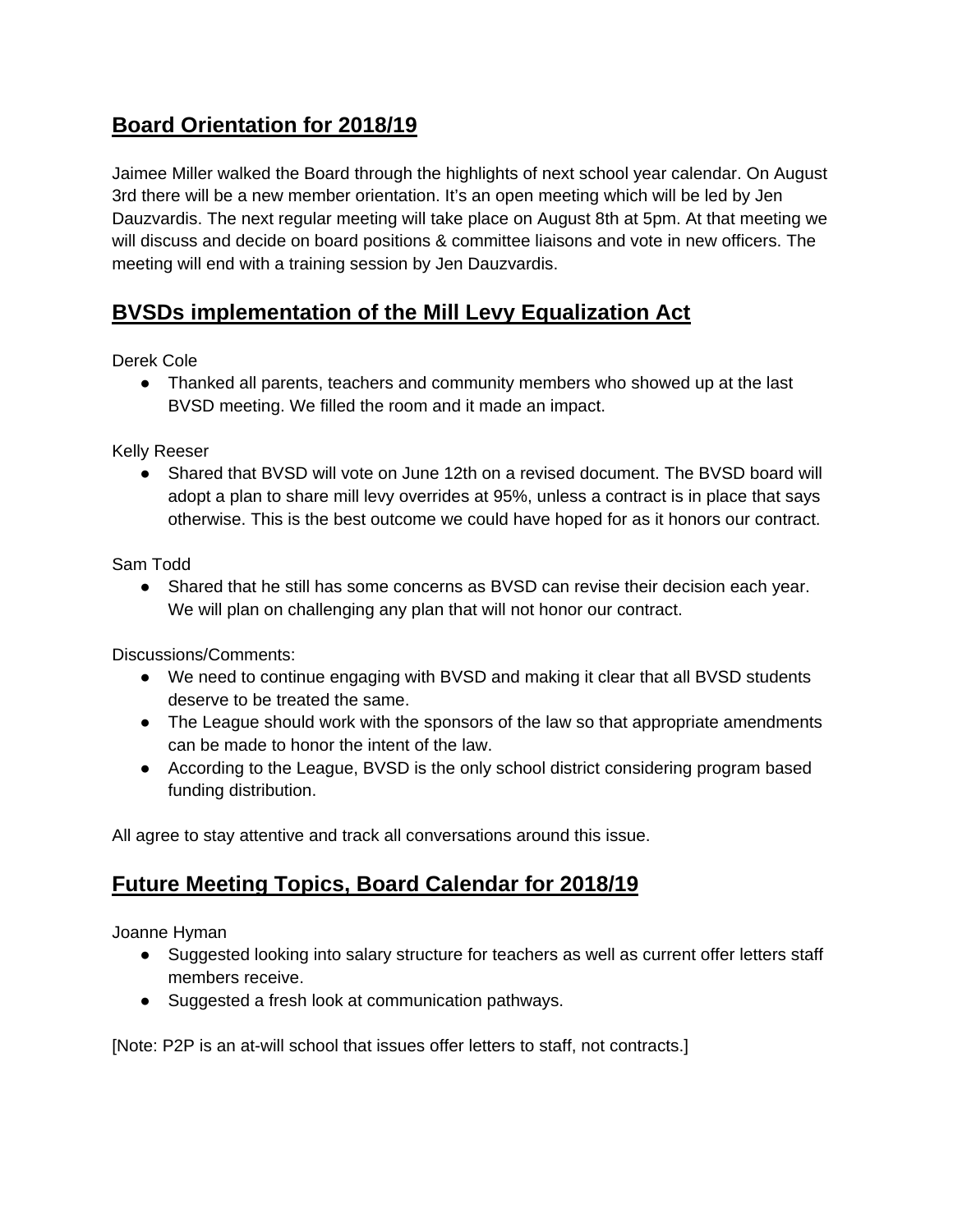## Board Orientation for 2018/19

Jaimee Miller walked the Board through the highlights of next school year calendar. On August 3rd there will be a new member orientation. It's an open meeting which will be led by Jen Dauzvardis. The next regular meeting will take place on August 8th at 5pm. At that meeting we will discuss and decide on board positions & committee liaisons and vote in new officers. The meeting will end with a training session by Jen Dauzvardis.

## BVSDs implementation of the Mill Levy Equalization Act

Derek Cole

- Thanked all parents, teachers and community members who showed up at the last BVSD meeting. We filled the room and it made an impact.

Kelly Reeser

- Shared that BVSD will vote on June 12th on a revised document. The BVSD board will adopt a plan to share mill levy overrides at 95%, unless a contract is in place that says otherwise. This is the best outcome we could have hoped for as it honors our contract.

Sam Todd

- Shared that he still has some concerns as BVSD can revise their decision each year. We will plan on challenging any plan that will not honor our contract.

Discussions/Comments:

- We need to continue engaging with BVSD and making it clear that all BVSD students deserve to be treated the same.
- The League should work with the sponsors of the law so that appropriate amendments can be made to honor the intent of the law.
- According to the League, BVSD is the only school district considering program based funding distribution.

All agree to stay attentive and track all conversations around this issue.

## Future Meeting Topics, Board Calendar for 2018/19

Joanne Hyman

- Suggested looking into salary structure for teachers as well as current offer letters staff members receive.
- Suggested a fresh look at communication pathways.

[Note: P2P is an at-will school that issues offer letters to staff, not contracts.]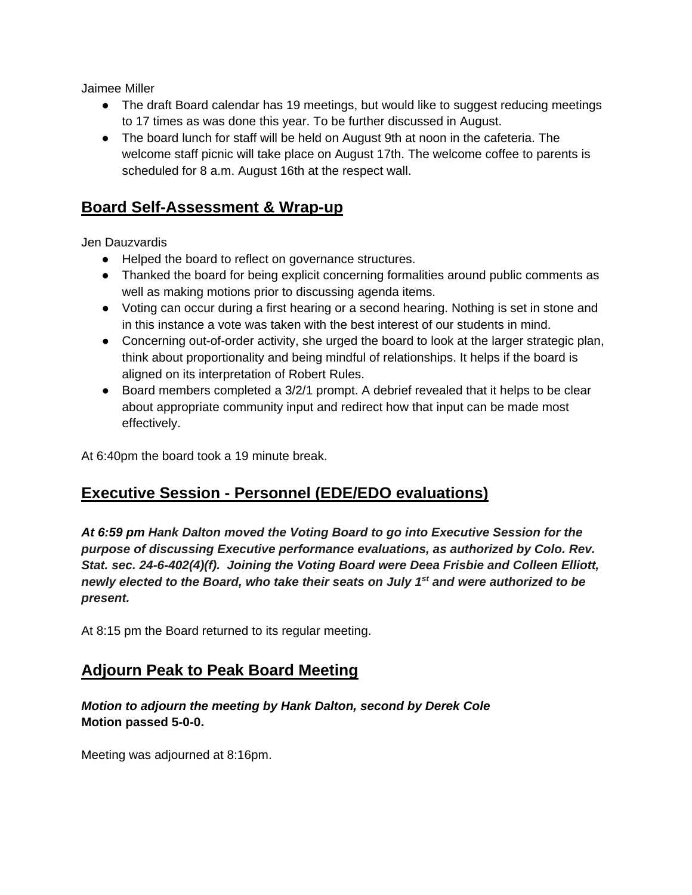Jaimee Miller

- The draft Board calendar has 19 meetings, but would like to suggest reducing meetings to 17 times as was done this year. To be further discussed in August.
- The board lunch for staff will be held on August 9th at noon in the cafeteria. The welcome staff picnic will take place on August 17th. The welcome coffee to parents is scheduled for 8 a.m. August 16th at the respect wall.

## Board Self-Assessment & Wrap-up

Jen Dauzvardis

- Helped the board to reflect on governance structures.
- Thanked the board for being explicit concerning formalities around public comments as well as making motions prior to discussing agenda items.
- Voting can occur during a first hearing or a second hearing. Nothing is set in stone and in this instance a vote was taken with the best interest of our students in mind.
- Concerning out-of-order activity, she urged the board to look at the larger strategic plan, think about proportionality and being mindful of relationships. It helps if the board is aligned on its interpretation of Robert Rules.
- Board members completed a 3/2/1 prompt. A debrief revealed that it helps to be clear about appropriate community input and redirect how that input can be made most effectively.

At 6:40pm the board took a 19 minute break.

## Executive Session - Personnel (EDE/EDO evaluations)

***At 6:59 pm** Hank Dalton moved the Voting Board to go into Executive Session for the purpose of discussing Executive performance evaluations, as authorized by Colo. Rev. Stat. sec. 24-6-402(4)(f). Joining the Voting Board were Deea Frisbie and Colleen Elliott, newly elected to the Board, who take their seats on July 1st and were authorized to be present.*

At 8:15 pm the Board returned to its regular meeting.

## Adjourn Peak to Peak Board Meeting

***Motion to adjourn the meeting by Hank Dalton, second by Derek Cole***
**Motion passed 5-0-0.**

Meeting was adjourned at 8:16pm.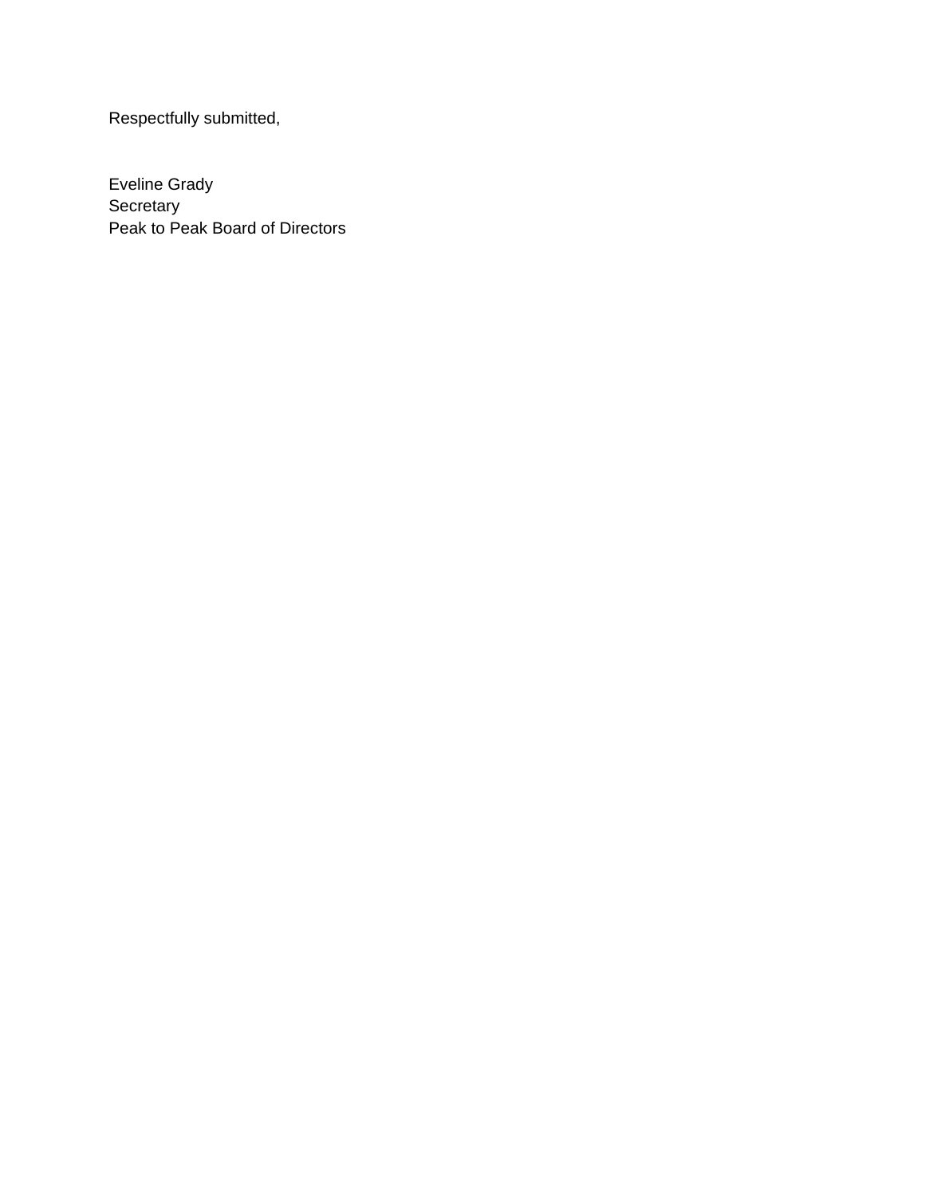Respectfully submitted,

Eveline Grady
Secretary
Peak to Peak Board of Directors